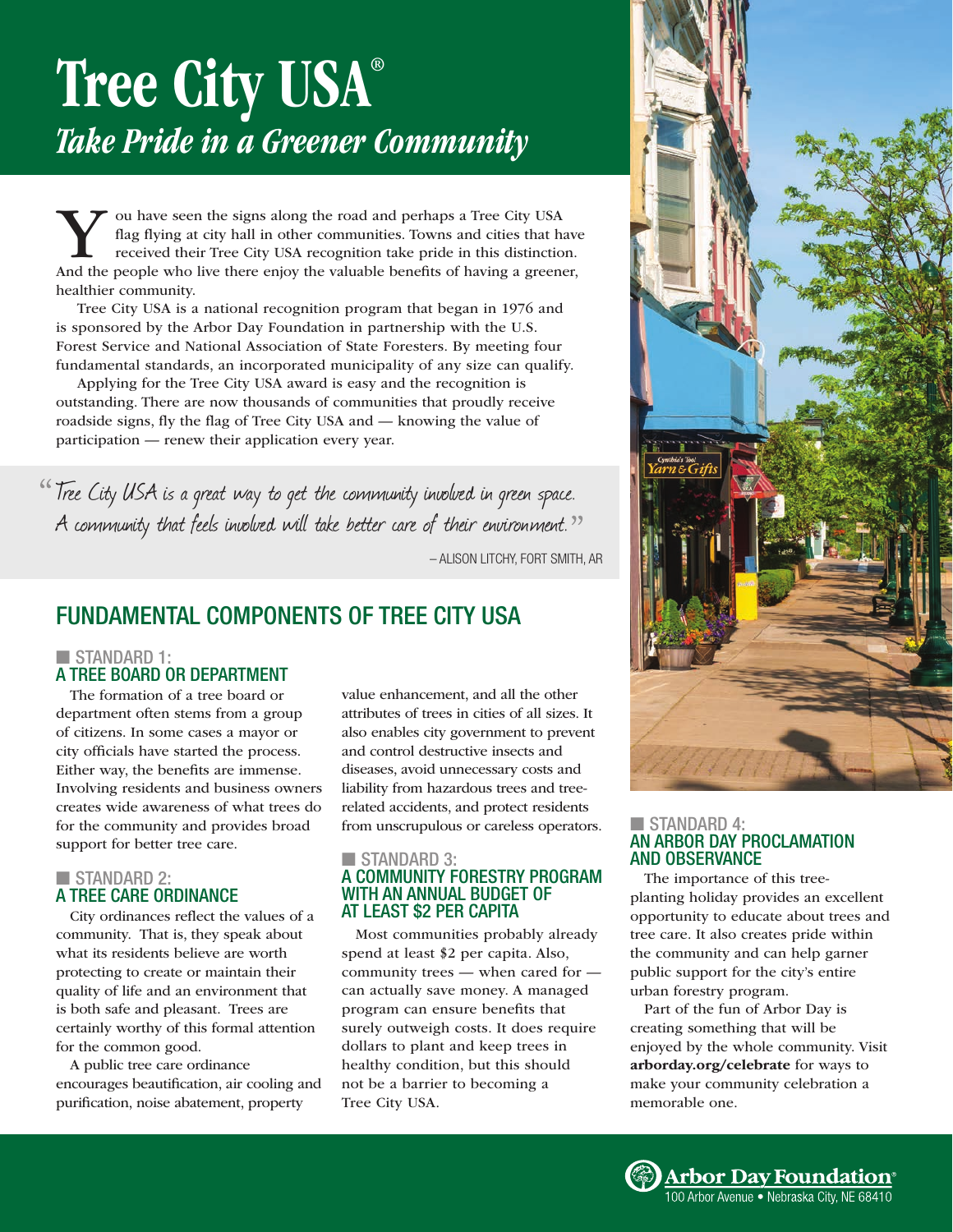# Tree City USA®

## *Take Pride in a Greener Community*

You have seen the signs along the road and perhaps a Tree City USA flag flying at city hall in other communities. Towns and cities that have received their Tree City USA recognition take pride in this distinction. And the people who live there enjoy the valuable benefits of having a greener, healthier community.

Tree City USA is a national recognition program that began in 1976 and is sponsored by the Arbor Day Foundation in partnership with the U.S. Forest Service and National Association of State Foresters. By meeting four fundamental standards, an incorporated municipality of any size can qualify.

Applying for the Tree City USA award is easy and the recognition is outstanding. There are now thousands of communities that proudly receive roadside signs, fly the flag of Tree City USA and — knowing the value of participation — renew their application every year.

> "Tree City USA is a great way to get the community involved in green space. A community that feels involved will take better care of their environment."
>
> – ALISON LITCHY, FORT SMITH, AR

## FUNDAMENTAL COMPONENTS OF TREE CITY USA

### STANDARD 1: A TREE BOARD OR DEPARTMENT

The formation of a tree board or department often stems from a group of citizens. In some cases a mayor or city officials have started the process. Either way, the benefits are immense. Involving residents and business owners creates wide awareness of what trees do for the community and provides broad support for better tree care.

### STANDARD 2: A TREE CARE ORDINANCE

City ordinances reflect the values of a community. That is, they speak about what its residents believe are worth protecting to create or maintain their quality of life and an environment that is both safe and pleasant. Trees are certainly worthy of this formal attention for the common good.

A public tree care ordinance encourages beautification, air cooling and purification, noise abatement, property value enhancement, and all the other attributes of trees in cities of all sizes. It also enables city government to prevent and control destructive insects and diseases, avoid unnecessary costs and liability from hazardous trees and tree-related accidents, and protect residents from unscrupulous or careless operators.

### STANDARD 3: A COMMUNITY FORESTRY PROGRAM WITH AN ANNUAL BUDGET OF AT LEAST $2 PER CAPITA

Most communities probably already spend at least $2 per capita. Also, community trees — when cared for — can actually save money. A managed program can ensure benefits that surely outweigh costs. It does require dollars to plant and keep trees in healthy condition, but this should not be a barrier to becoming a Tree City USA.

### STANDARD 4: AN ARBOR DAY PROCLAMATION AND OBSERVANCE

The importance of this tree-planting holiday provides an excellent opportunity to educate about trees and tree care. It also creates pride within the community and can help garner public support for the city's entire urban forestry program.

Part of the fun of Arbor Day is creating something that will be enjoyed by the whole community. Visit **arborday.org/celebrate** for ways to make your community celebration a memorable one.

Arbor Day Foundation®
100 Arbor Avenue • Nebraska City, NE 68410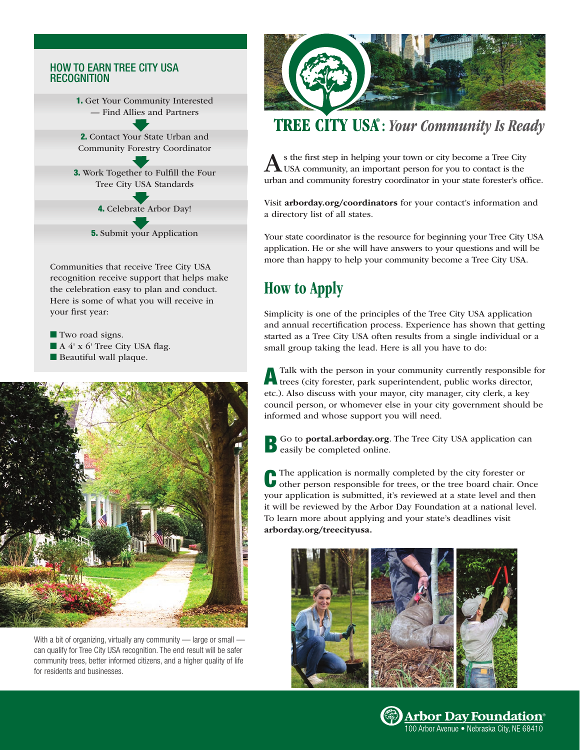## HOW TO EARN TREE CITY USA RECOGNITION

1. Get Your Community Interested — Find Allies and Partners
2. Contact Your State Urban and Community Forestry Coordinator
3. Work Together to Fulfill the Four Tree City USA Standards
4. Celebrate Arbor Day!
5. Submit your Application

Communities that receive Tree City USA recognition receive support that helps make the celebration easy to plan and conduct. Here is some of what you will receive in your first year:

- Two road signs.
- A 4' x 6' Tree City USA flag.
- Beautiful wall plaque.

With a bit of organizing, virtually any community — large or small — can qualify for Tree City USA recognition. The end result will be safer community trees, better informed citizens, and a higher quality of life for residents and businesses.

# TREE CITY USA®: *Your Community Is Ready*

As the first step in helping your town or city become a Tree City USA community, an important person for you to contact is the urban and community forestry coordinator in your state forester's office.

Visit **arborday.org/coordinators** for your contact's information and a directory list of all states.

Your state coordinator is the resource for beginning your Tree City USA application. He or she will have answers to your questions and will be more than happy to help your community become a Tree City USA.

## How to Apply

Simplicity is one of the principles of the Tree City USA application and annual recertification process. Experience has shown that getting started as a Tree City USA often results from a single individual or a small group taking the lead. Here is all you have to do:

**A** Talk with the person in your community currently responsible for trees (city forester, park superintendent, public works director, etc.). Also discuss with your mayor, city manager, city clerk, a key council person, or whomever else in your city government should be informed and whose support you will need.

**B** Go to **portal.arborday.org**. The Tree City USA application can easily be completed online.

**C** The application is normally completed by the city forester or other person responsible for trees, or the tree board chair. Once your application is submitted, it's reviewed at a state level and then it will be reviewed by the Arbor Day Foundation at a national level. To learn more about applying and your state's deadlines visit **arborday.org/treecityusa.**

Arbor Day Foundation®
100 Arbor Avenue • Nebraska City, NE 68410